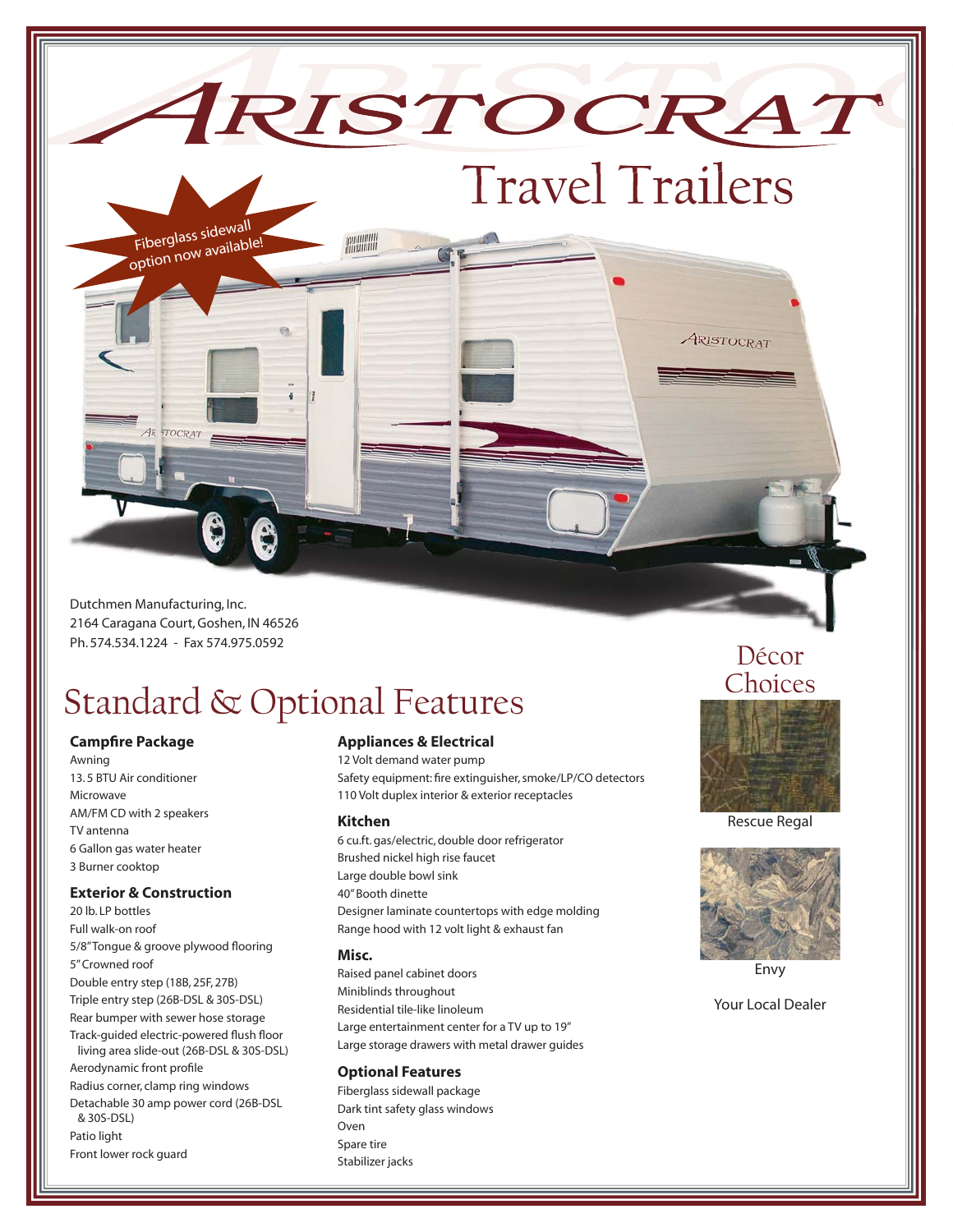# Aristocrat

## Travel Trailers

Fiberglass sidewall option now available!

Dutchmen Manufacturing, Inc.
2164 Caragana Court, Goshen, IN 46526
Ph. 574.534.1224 - Fax 574.975.0592

## Standard & Optional Features

### Campfire Package

Awning
13. 5 BTU Air conditioner
Microwave
AM/FM CD with 2 speakers
TV antenna
6 Gallon gas water heater
3 Burner cooktop

### Exterior & Construction

20 lb. LP bottles
Full walk-on roof
5/8" Tongue & groove plywood flooring
5" Crowned roof
Double entry step (18B, 25F, 27B)
Triple entry step (26B-DSL & 30S-DSL)
Rear bumper with sewer hose storage
Track-guided electric-powered flush floor living area slide-out (26B-DSL & 30S-DSL)
Aerodynamic front profile
Radius corner, clamp ring windows
Detachable 30 amp power cord (26B-DSL & 30S-DSL)
Patio light
Front lower rock guard

### Appliances & Electrical

12 Volt demand water pump
Safety equipment: fire extinguisher, smoke/LP/CO detectors
110 Volt duplex interior & exterior receptacles

### Kitchen

6 cu.ft. gas/electric, double door refrigerator
Brushed nickel high rise faucet
Large double bowl sink
40" Booth dinette
Designer laminate countertops with edge molding
Range hood with 12 volt light & exhaust fan

### Misc.

Raised panel cabinet doors
Miniblinds throughout
Residential tile-like linoleum
Large entertainment center for a TV up to 19"
Large storage drawers with metal drawer guides

### Optional Features

Fiberglass sidewall package
Dark tint safety glass windows
Oven
Spare tire
Stabilizer jacks

## Décor Choices

Rescue Regal

Envy

Your Local Dealer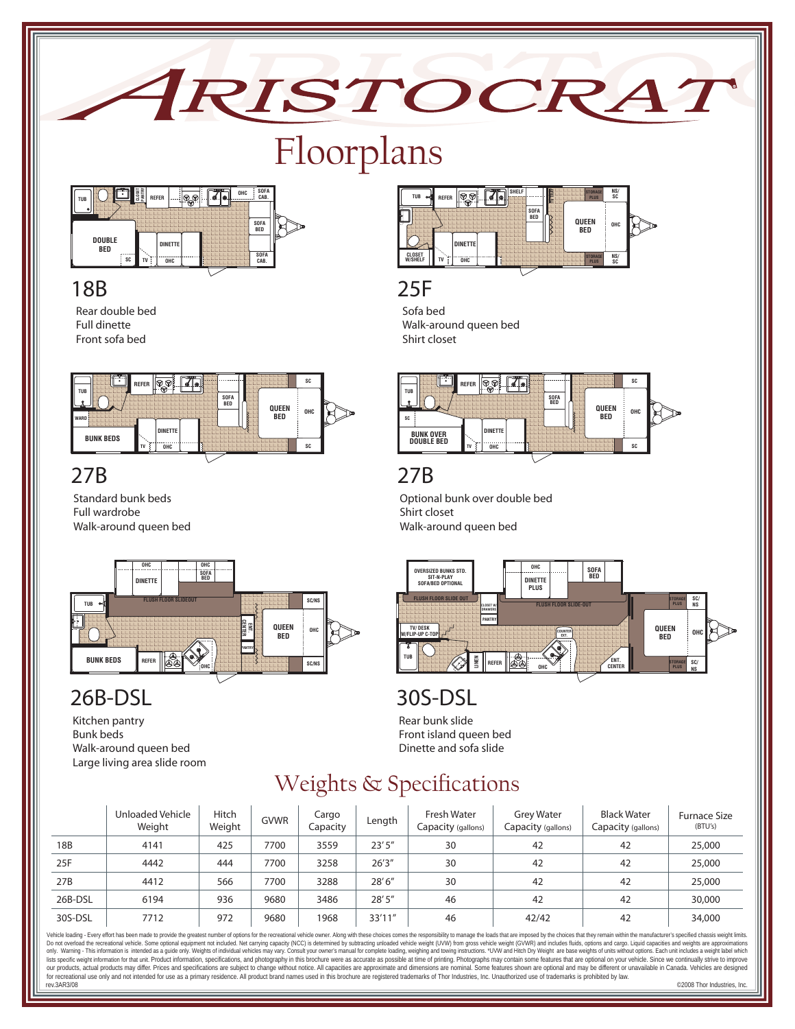# Aristocrat

## Floorplans

### 18B

Rear double bed
Full dinette
Front sofa bed

### 25F

Sofa bed
Walk-around queen bed
Shirt closet

### 27B

Standard bunk beds
Full wardrobe
Walk-around queen bed

### 27B

Optional bunk over double bed
Shirt closet
Walk-around queen bed

### 26B-DSL

Kitchen pantry
Bunk beds
Walk-around queen bed
Large living area slide room

### 30S-DSL

Rear bunk slide
Front island queen bed
Dinette and sofa slide

## Weights & Specifications

| | Unloaded Vehicle Weight | Hitch Weight | GVWR | Cargo Capacity | Length | Fresh Water Capacity (gallons) | Grey Water Capacity (gallons) | Black Water Capacity (gallons) | Furnace Size (BTU's) |
|---|---|---|---|---|---|---|---|---|---|
| 18B | 4141 | 425 | 7700 | 3559 | 23'5" | 30 | 42 | 42 | 25,000 |
| 25F | 4442 | 444 | 7700 | 3258 | 26'3" | 30 | 42 | 42 | 25,000 |
| 27B | 4412 | 566 | 7700 | 3288 | 28'6" | 30 | 42 | 42 | 25,000 |
| 26B-DSL | 6194 | 936 | 9680 | 3486 | 28'5" | 46 | 42 | 42 | 30,000 |
| 30S-DSL | 7712 | 972 | 9680 | 1968 | 33'11" | 46 | 42/42 | 42 | 34,000 |

Vehicle loading - Every effort has been made to provide the greatest number of options for the recreational vehicle owner. Along with these choices comes the responsibility to manage the loads that are imposed by the choices that they remain within the manufacturer's specified chassis weight limits. Do not overload the recreational vehicle. Some optional equipment not included. Net carrying capacity (NCC) is determined by subtracting unloaded vehicle weight (UVW) from gross vehicle weight (GVWR) and includes fluids, options and cargo. Liquid capacities and weights are approximations only. Warning - This information is intended as a guide only. Weights of individual vehicles may vary. Consult your owner's manual for complete loading, weighing and towing instructions. *UVW and Hitch Dry Weight are base weights of units without options. Each unit includes a weight label which lists specific weight information for that unit. Product information, specifications, and photography in this brochure were as accurate as possible at time of printing. Photographs may contain some features that are optional on your vehicle. Since we continually strive to improve our products, actual products may differ. Prices and specifications are subject to change without notice. All capacities are approximate and dimensions are nominal. Some features shown are optional and may be different or unavailable in Canada. Vehicles are designed for recreational use only and not intended for use as a primary residence. All product brand names used in this brochure are registered trademarks of Thor Industries, Inc. Unauthorized use of trademarks is prohibited by law.

rev.3AR3/08

©2008 Thor Industries, Inc.